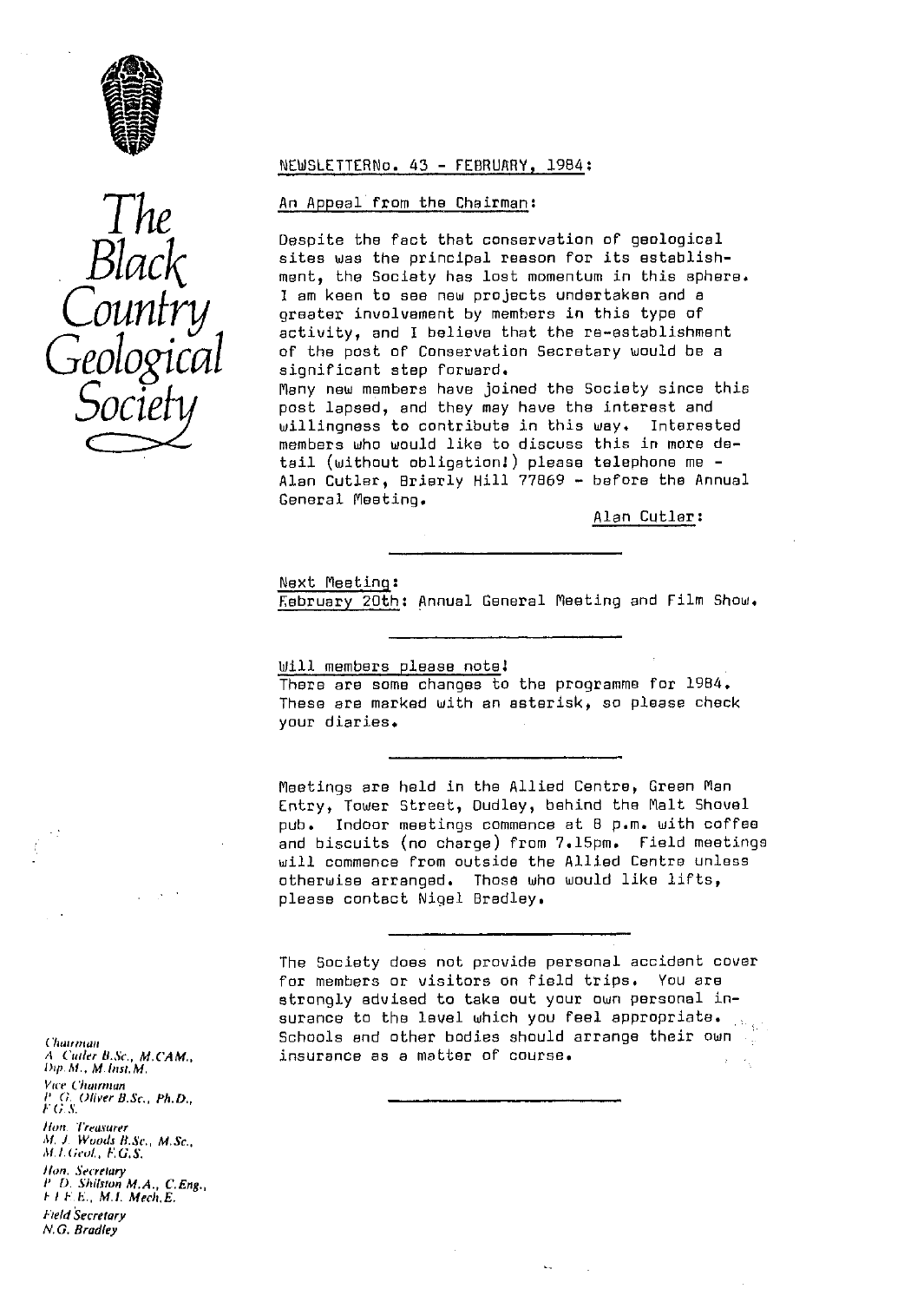# The Black Country Geological Society

## NEWSLETTER No. 43 - FEBRUARY, 1984:

### An Appeal from the Chairman:

Despite the fact that conservation of geological sites was the principal reason for its establishment, the Society has lost momentum in this sphere. I am keen to see new projects undertaken and a greater involvement by members in this type of activity, and I believe that the re-establishment of the post of Conservation Secretary would be a significant step forward.

Many new members have joined the Society since this post lapsed, and they may have the interest and willingness to contribute in this way. Interested members who would like to discuss this in more detail (without obligation!) please telephone me - Alan Cutler, Brierly Hill 77869 - before the Annual General Meeting.

Alan Cutler:

---

### Next Meeting:

February 20th: Annual General Meeting and Film Show.

---

### Will members please note!

There are some changes to the programme for 1984. These are marked with an asterisk, so please check your diaries.

---

Meetings are held in the Allied Centre, Green Man Entry, Tower Street, Dudley, behind the Malt Shovel pub. Indoor meetings commence at 8 p.m. with coffee and biscuits (no charge) from 7.15pm. Field meetings will commence from outside the Allied Centre unless otherwise arranged. Those who would like lifts, please contact Nigel Bradley.

---

The Society does not provide personal accident cover for members or visitors on field trips. You are strongly advised to take out your own personal insurance to the level which you feel appropriate. Schools and other bodies should arrange their own insurance as a matter of course.

---

*Chairman*
*A. Cutler B.Sc., M.CAM., Dip.M., M.Inst.M.*

*Vice Chairman*
*P. G. Oliver B.Sc., Ph.D., F.G.S.*

*Hon. Treasurer*
*M. J. Woods B.Sc., M.Sc., M.I.Geol., F.G.S.*

*Hon. Secretary*
*P. D. Shilston M.A., C.Eng., F.I.E.E., M.I. Mech.E.*

*Field Secretary*
*N.G. Bradley*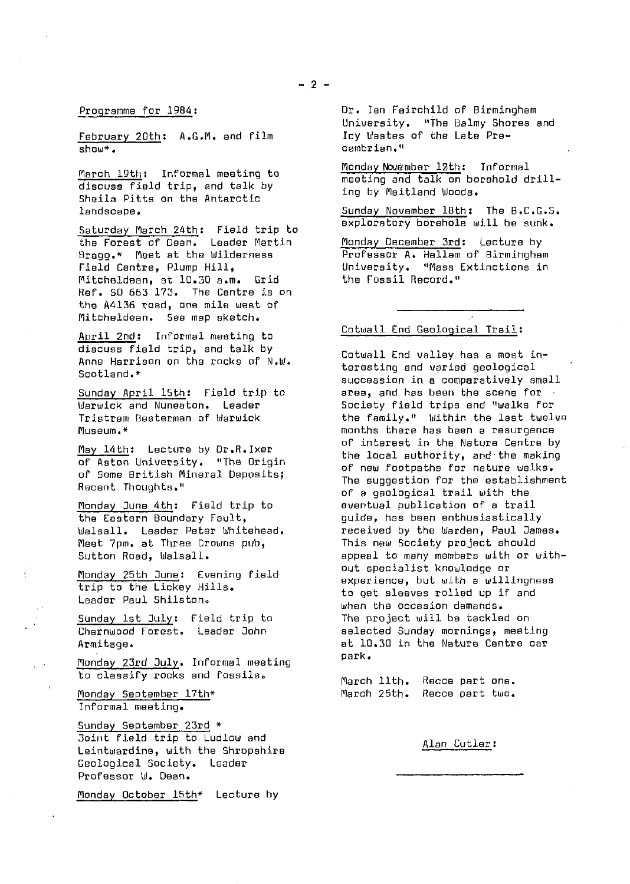Programme for 1984:

February 20th: A.G.M. and film show*.

March 19th: Informal meeting to discuss field trip, and talk by Sheila Pitts on the Antarctic landscape.

Saturday March 24th: Field trip to the Forest of Dean. Leader Martin Bragg.* Meet at the Wilderness Field Centre, Plump Hill, Mitcheldean, at 10.30 a.m. Grid Ref. SO 663 173. The Centre is on the A4136 road, one mile west of Mitcheldean. See map sketch.

April 2nd: Informal meeting to discuss field trip, and talk by Anne Harrison on the rocks of N.W. Scotland.*

Sunday April 15th: Field trip to Warwick and Nuneaton. Leader Tristram Besterman of Warwick Museum.*

May 14th: Lecture by Dr.R.Ixer of Aston University. "The Origin of Some British Mineral Deposits; Recent Thoughts."

Monday June 4th: Field trip to the Eastern Boundary Fault, Walsall. Leader Peter Whitehead. Meet 7pm. at Three Crowns pub, Sutton Road, Walsall.

Monday 25th June: Evening field trip to the Lickey Hills. Leader Paul Shilston.

Sunday 1st July: Field trip to Charnwood Forest. Leader John Armitage.

Monday 23rd July. Informal meeting to classify rocks and fossils.

Monday September 17th* Informal meeting.

Sunday September 23rd * Joint field trip to Ludlow and Leintwardine, with the Shropshire Geological Society. Leader Professor W. Dean.

Monday October 15th* Lecture by Dr. Ian Fairchild of Birmingham University. "The Balmy Shores and Icy Wastes of the Late Precambrian."

Monday November 12th: Informal meeting and talk on borehold drilling by Maitland Woods.

Sunday November 18th: The B.C.G.S. exploratory borehole will be sunk.

Monday December 3rd: Lecture by Professor A. Hallam of Birmingham University. "Mass Extinctions in the Fossil Record."

---

Cotwall End Geological Trail:

Cotwall End valley has a most interesting and varied geological succession in a comparatively small area, and has been the scene for Society field trips and "walks for the family." Within the last twelve months there has been a resurgence of interest in the Nature Centre by the local authority, and the making of new footpaths for nature walks. The suggestion for the establishment of a geological trail with the eventual publication of a trail guide, has been enthusiastically received by the Warden, Paul James. This new Society project should appeal to many members with or without specialist knowledge or experience, but with a willingness to get sleeves rolled up if and when the occasion demands.
The project will be tackled on selected Sunday mornings, meeting at 10.30 in the Nature Centre car park.

March 11th. Recce part one.
March 25th. Recce part two.

Alan Cutler:

---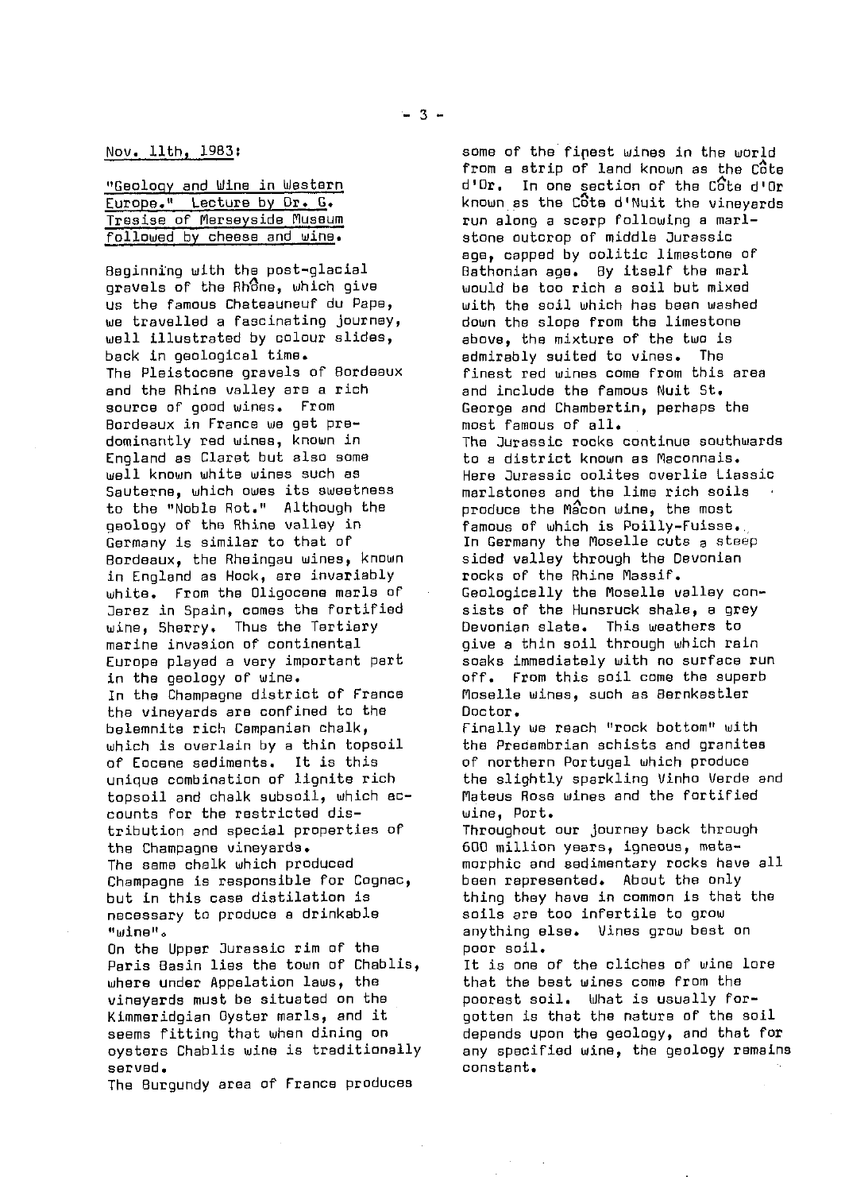Nov. 11th, 1983:

"Geology and Wine in Western Europe." Lecture by Dr. G. Tresise of Merseyside Museum followed by cheese and wine.

Beginning with the post-glacial gravels of the Rhône, which give us the famous Chateauneuf du Pape, we travelled a fascinating journey, well illustrated by colour slides, back in geological time.
The Pleistocene gravels of Bordeaux and the Rhine valley are a rich source of good wines. From Bordeaux in France we get predominantly red wines, known in England as Claret but also some well known white wines such as Sauterne, which owes its sweetness to the "Noble Rot." Although the geology of the Rhine valley in Germany is similar to that of Bordeaux, the Rheingau wines, known in England as Hock, are invariably white. From the Oligocene marls of Jerez in Spain, comes the fortified wine, Sherry. Thus the Tertiary marine invasion of continental Europe played a very important part in the geology of wine.
In the Champagne district of France the vineyards are confined to the belemnite rich Campanian chalk, which is overlain by a thin topsoil of Eocene sediments. It is this unique combination of lignite rich topsoil and chalk subsoil, which accounts for the restricted distribution and special properties of the Champagne vineyards.
The same chalk which produced Champagne is responsible for Cognac, but in this case distilation is necessary to produce a drinkable "wine".
On the Upper Jurassic rim of the Paris Basin lies the town of Chablis, where under Appelation laws, the vineyards must be situated on the Kimmeridgian Oyster marls, and it seems fitting that when dining on oysters Chablis wine is traditionally served.
The Burgundy area of France produces some of the finest wines in the world from a strip of land known as the Côte d'Or. In one section of the Côte d'Or known as the Côte d'Nuit the vineyards run along a scarp following a marlstone outcrop of middle Jurassic age, capped by oolitic limestone of Bathonian age. By itself the marl would be too rich a soil but mixed with the soil which has been washed down the slope from the limestone above, the mixture of the two is admirably suited to vines. The finest red wines come from this area and include the famous Nuit St. George and Chambertin, perhaps the most famous of all.
The Jurassic rocks continue southwards to a district known as Maconnais. Here Jurassic oolites overlie Liassic marlstones and the lime rich soils produce the Mâcon wine, the most famous of which is Poilly-Fuisse.
In Germany the Moselle cuts a steep sided valley through the Devonian rocks of the Rhine Massif. Geologically the Moselle valley consists of the Hunsruck shale, a grey Devonian slate. This weathers to give a thin soil through which rain soaks immediately with no surface run off. From this soil come the superb Moselle wines, such as Bernkastler Doctor.
Finally we reach "rock bottom" with the Precambrian schists and granites of northern Portugal which produce the slightly sparkling Vinho Verde and Mateus Rose wines and the fortified wine, Port.
Throughout our journey back through 600 million years, igneous, metamorphic and sedimentary rocks have all been represented. About the only thing they have in common is that the soils are too infertile to grow anything else. Vines grow best on poor soil.
It is one of the cliches of wine lore that the best wines come from the poorest soil. What is usually forgotten is that the nature of the soil depends upon the geology, and that for any specified wine, the geology remains constant.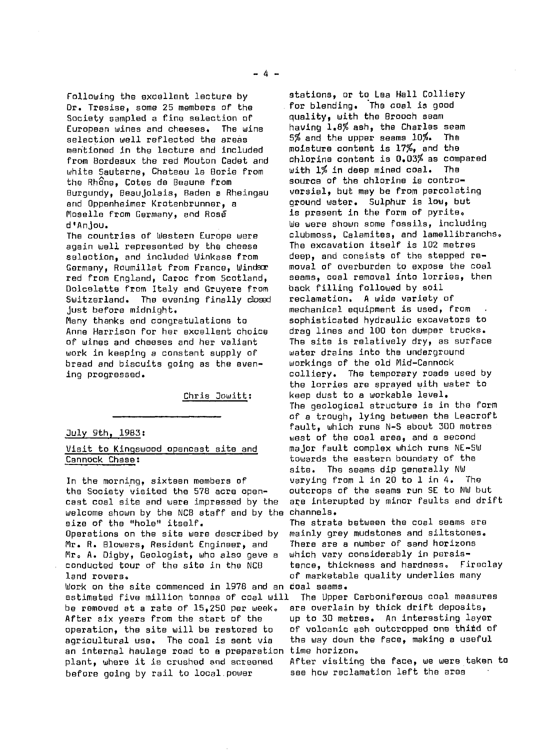Following the excellent lecture by Dr. Tresise, some 25 members of the Society sampled a fine selection of European wines and cheeses. The wine selection well reflected the areas mentioned in the lecture and included from Bordeaux the red Mouton Cadet and white Sauterne, Chateau la Borie from the Rhône, Cotes de Beaune from Burgundy, Beaujolais, Baden a Rheingau and Oppenheimer Krotenbrunner, a Moselle from Germany, and Rosé d'Anjou.

The countries of Western Europe were again well represented by the cheese selection, and included Winkase from Germany, Roumillat from France, Windsor red from England, Caroc from Scotland, Dolcelatte from Italy and Gruyere from Switzerland. The evening finally closed just before midnight.

Many thanks and congratulations to Anne Harrison for her excellent choice of wines and cheeses and her valiant work in keeping a constant supply of bread and biscuits going as the evening progressed.

Chris Jowitt:

---

July 9th, 1983:

Visit to Kingswood opencast site and Cannock Chase:

In the morning, sixteen members of the Society visited the 578 acre opencast coal site and were impressed by the welcome shown by the NCB staff and by the size of the "hole" itself.

Operations on the site were described by Mr. R. Blowers, Resident Engineer, and Mr. A. Digby, Geologist, who also gave a conducted tour of the site in the NCB land rovers.

Work on the site commenced in 1978 and an estimated five million tonnes of coal will be removed at a rate of 15,250 per week. After six years from the start of the operation, the site will be restored to agricultural use. The coal is sent via an internal haulage road to a preparation plant, where it is crushed and screened before going by rail to local power stations, or to Lea Hall Colliery for blending. The coal is good quality, with the Brooch seam having 1.8% ash, the Charles seam 5% and the upper seams 10%. The moisture content is 17%, and the chlorine content is 0.03% as compared with 1% in deep mined coal. The source of the chlorine is controversial, but may be from percolating ground water. Sulphur is low, but is present in the form of pyrite.

We were shown some fossils, including clubmoss, Calamites, and lamellibranchs. The excavation itself is 102 metres deep, and consists of the stepped removal of overburden to expose the coal seams, coal removal into lorries, then back filling followed by soil reclamation. A wide variety of mechanical equipment is used, from sophisticated hydraulic excavators to drag lines and 100 ton dumper trucks. The site is relatively dry, as surface water drains into the underground workings of the old Mid-Cannock colliery. The temporary roads used by the lorries are sprayed with water to keep dust to a workable level.

The geological structure is in the form of a trough, lying between the Leacroft fault, which runs N-S about 300 metres west of the coal area, and a second major fault complex which runs NE-SW towards the eastern boundary of the site. The seams dip generally NW varying from 1 in 20 to 1 in 4. The outcrops of the seams run SE to NW but are interupted by minor faults and drift channels.

The strata between the coal seams are mainly grey mudstones and siltstones. There are a number of sand horizons which vary considerably in persistence, thickness and hardness. Fireclay of marketable quality underlies many coal seams.

The Upper Carboniferous coal measures are overlain by thick drift deposits, up to 30 metres. An interesting layer of volcanic ash outcropped one third of the way down the face, making a useful time horizon.

After visiting the face, we were taken to see how reclamation left the area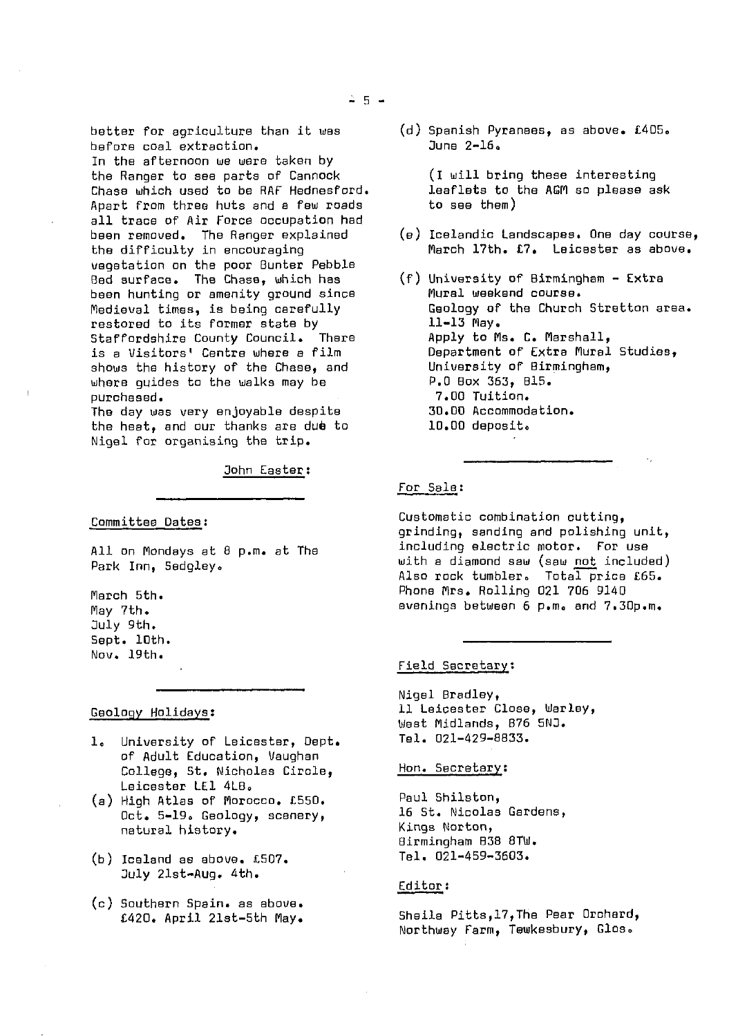better for agriculture than it was before coal extraction.
In the afternoon we were taken by the Ranger to see parts of Cannock Chase which used to be RAF Hednesford. Apart from three huts and a few roads all trace of Air Force occupation had been removed. The Ranger explained the difficulty in encouraging vegetation on the poor Bunter Pebble Bed surface. The Chase, which has been hunting or amenity ground since Medieval times, is being carefully restored to its former state by Staffordshire County Council. There is a Visitors' Centre where a film shows the history of the Chase, and where guides to the walks may be purchased.
The day was very enjoyable despite the heat, and our thanks are due to Nigel for organising the trip.

John Easter:

---

Committee Dates:

All on Mondays at 8 p.m. at The Park Inn, Sedgley.

March 5th.
May 7th.
July 9th.
Sept. 10th.
Nov. 19th.

---

Geology Holidays:

1. University of Leicester, Dept. of Adult Education, Vaughan College, St. Nicholas Circle, Leicester LE1 4LB.

(a) High Atlas of Morocco. £550. Oct. 5-19. Geology, scenery, natural history.

(b) Iceland as above. £507. July 21st-Aug. 4th.

(c) Southern Spain. as above. £420. April 21st-5th May.

(d) Spanish Pyranees, as above. £405. June 2-16.

(I will bring these interesting leaflets to the AGM so please ask to see them)

(e) Icelandic Landscapes. One day course, March 17th. £7. Leicester as above.

(f) University of Birmingham - Extra Mural weekend course.
Geology of the Church Stretton area. 11-13 May.
Apply to Ms. C. Marshall, Department of Extra Mural Studies, University of Birmingham, P.O Box 363, B15.
7.00 Tuition.
30.00 Accommodation.
10.00 deposit.

---

For Sale:

Customatic combination cutting, grinding, sanding and polishing unit, including electric motor. For use with a diamond saw (saw not included) Also rock tumbler. Total price £65. Phone Mrs. Rolling 021 706 9140 evenings between 6 p.m. and 7.30p.m.

---

Field Secretary:

Nigel Bradley,
11 Leicester Close, Warley,
West Midlands, B76 5NJ.
Tel. 021-429-8833.

Hon. Secretary:

Paul Shilston,
16 St. Nicolas Gardens,
Kings Norton,
Birmingham B38 8TW.
Tel. 021-459-3603.

Editor:

Sheila Pitts, 17, The Pear Orchard,
Northway Farm, Tewkesbury, Glos.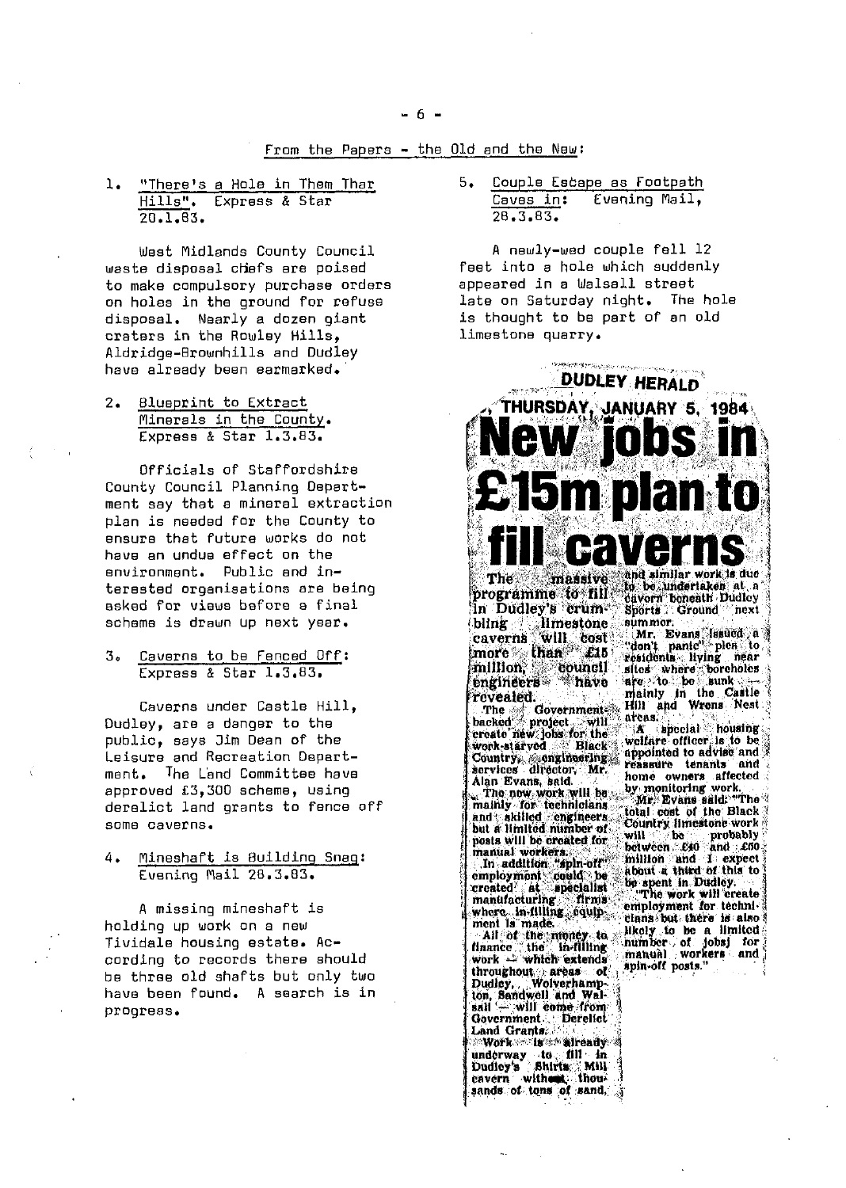## From the Papers - the Old and the New:

1. "There's a Hole in Them Thar Hills". Express & Star 20.1.83.

West Midlands County Council waste disposal chiefs are poised to make compulsory purchase orders on holes in the ground for refuse disposal. Nearly a dozen giant craters in the Rowley Hills, Aldridge-Brownhills and Dudley have already been earmarked.

2. Blueprint to Extract Minerals in the County. Express & Star 1.3.83.

Officials of Staffordshire County Council Planning Department say that a mineral extraction plan is needed for the County to ensure that future works do not have an undue effect on the environment. Public and interested organisations are being asked for views before a final scheme is drawn up next year.

3. Caverns to be Fenced Off: Express & Star 1.3.83.

Caverns under Castle Hill, Dudley, are a danger to the public, says Jim Dean of the Leisure and Recreation Department. The Land Committee have approved £3,300 scheme, using derelict land grants to fence off some caverns.

4. Mineshaft is Building Snag: Evening Mail 28.3.83.

A missing mineshaft is holding up work on a new Tividale housing estate. According to records there should be three old shafts but only two have been found. A search is in progress.

5. Couple Escape as Footpath Caves in: Evening Mail, 28.3.83.

A newly-wed couple fell 12 feet into a hole which suddenly appeared in a Walsall street late on Saturday night. The hole is thought to be part of an old limestone quarry.

**DUDLEY HERALD**

**THURSDAY, JANUARY 5, 1984**

# New jobs in £15m plan to fill caverns

The massive programme to fill in Dudley's crumbling limestone caverns will cost more than £15 million, council engineers have revealed.

The Government-backed project will create new jobs for the work-starved Black Country, engineering services director, Mr. Alan Evans, said.

The new work will be mainly for technicians and skilled engineers but a limited number of posts will be created for manual workers.

In addition "spin-off" employment could be created at specialist manufacturing firms where in-filling equipment is made.

All of the money to finance the in-filling work — which extends throughout areas of Dudley, Wolverhampton, Sandwell and Walsall — will come from Government Derelict Land Grants.

Work is already underway to fill in Dudley's Shirts Mill cavern with thousands of tons of sand, and similar work is due to be undertaken at a cavern beneath Dudley Sports Ground next summer.

Mr. Evans issued a "don't panic" plea to residents living near sites where boreholes are to be sunk — mainly in the Castle Hill and Wrens Nest areas.

A special housing welfare officer is to be appointed to advise and reassure tenants and home owners affected by monitoring work.

Mr. Evans said: "The total cost of the Black Country limestone work will be probably between £40 and £50 million and I expect about a third of this to be spent in Dudley.

"The work will create employment for technicians but there is also likely to be a limited number of jobs for manual workers and spin-off posts."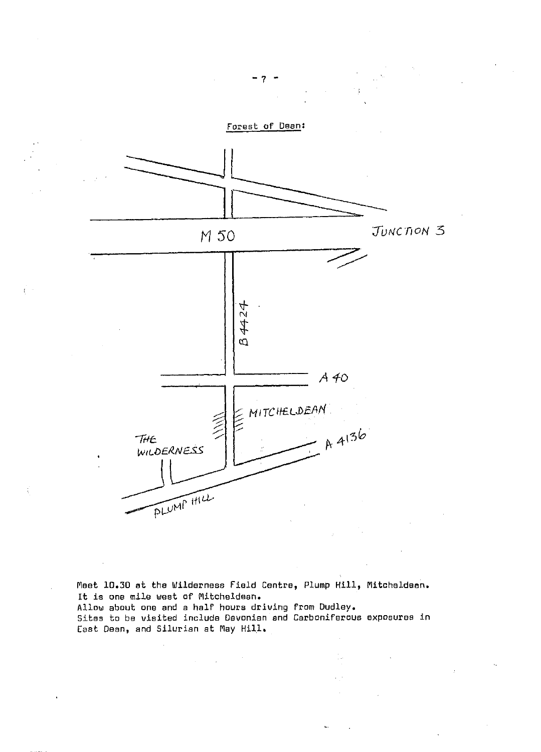Forest of Dean:

M 50

JUNCTION 3

B 4424

A 40

MITCHELDEAN

A 4136

THE WILDERNESS

PLUMP HILL

Meet 10.30 at the Wilderness Field Centre, Plump Hill, Mitcheldean.
It is one mile west of Mitcheldean.
Allow about one and a half hours driving from Dudley.
Sites to be visited include Devonian and Carboniferous exposures in East Dean, and Silurian at May Hill.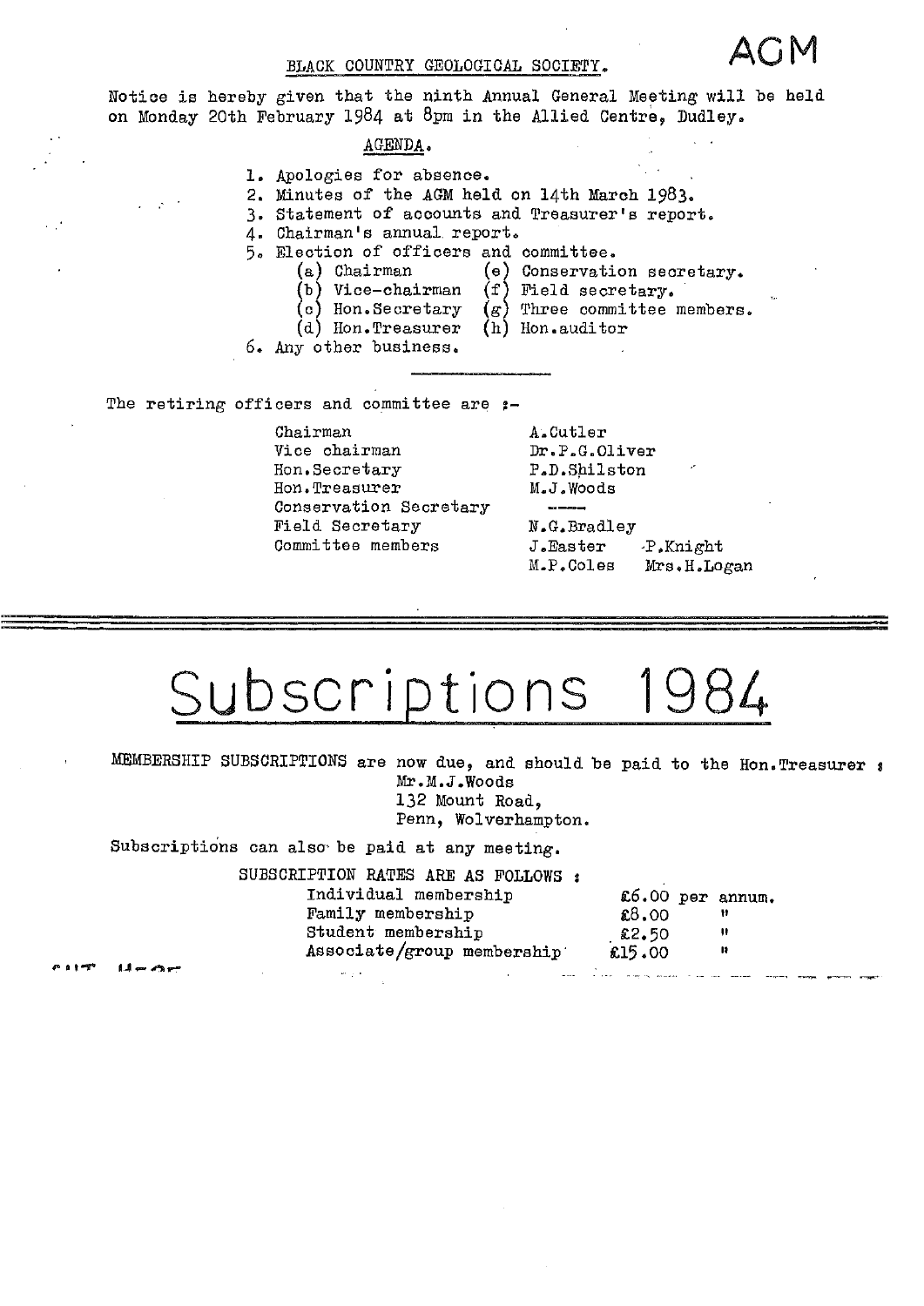# AGM

BLACK COUNTRY GEOLOGICAL SOCIETY.

Notice is hereby given that the ninth Annual General Meeting will be held on Monday 20th February 1984 at 8pm in the Allied Centre, Dudley.

AGENDA.

1. Apologies for absence.
2. Minutes of the AGM held on 14th March 1983.
3. Statement of accounts and Treasurer's report.
4. Chairman's annual report.
5. Election of officers and committee.
   - (a) Chairman
   - (b) Vice-chairman
   - (c) Hon.Secretary
   - (d) Hon.Treasurer
   - (e) Conservation secretary.
   - (f) Field secretary.
   - (g) Three committee members.
   - (h) Hon.auditor
6. Any other business.

---

The retiring officers and committee are :-

| | |
|---|---|
| Chairman | A.Cutler |
| Vice chairman | Dr.P.G.Oliver |
| Hon.Secretary | P.D.Shilston |
| Hon.Treasurer | M.J.Woods |
| Conservation Secretary | ----- |
| Field Secretary | N.G.Bradley |
| Committee members | J.Easter, P.Knight, M.P.Coles, Mrs.H.Logan |

# Subscriptions 1984

MEMBERSHIP SUBSCRIPTIONS are now due, and should be paid to the Hon.Treasurer :
Mr.M.J.Woods
132 Mount Road,
Penn, Wolverhampton.

Subscriptions can also be paid at any meeting.

SUBSCRIPTION RATES ARE AS FOLLOWS :

| | |
|---|---|
| Individual membership | £6.00 per annum. |
| Family membership | £8.00 " |
| Student membership | £2.50 " |
| Associate/group membership | £15.00 " |